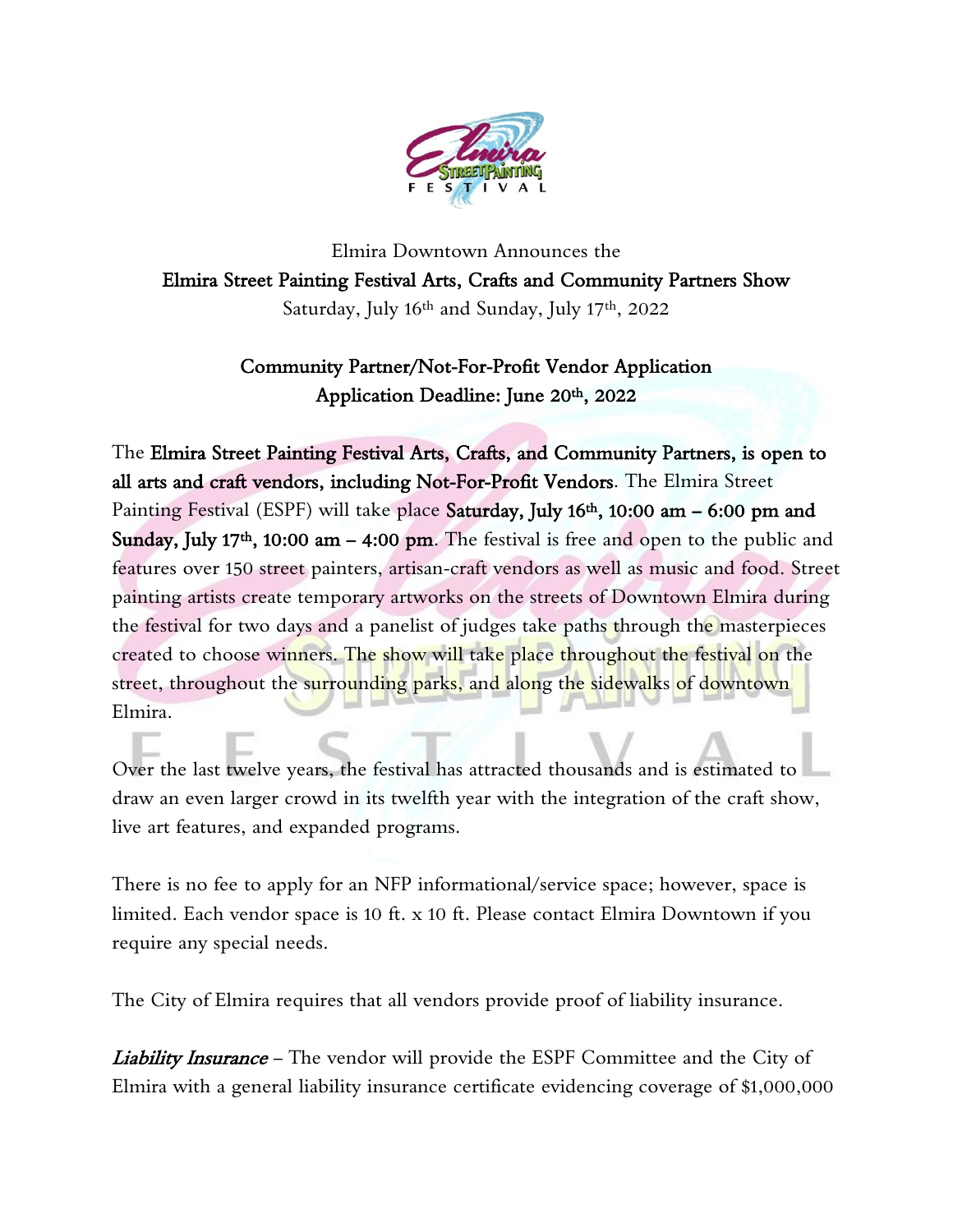Elmira Downtown Announces the

**Elmira Street Painting Festival Arts, Crafts and Community Partners Show**

Saturday, July 16th and Sunday, July 17th, 2022

## Community Partner/Not-For-Profit Vendor Application

## Application Deadline: June 20th, 2022

The **Elmira Street Painting Festival Arts, Crafts, and Community Partners, is open to all arts and craft vendors, including Not-For-Profit Vendors**. The Elmira Street Painting Festival (ESPF) will take place **Saturday, July 16th, 10:00 am – 6:00 pm and Sunday, July 17th, 10:00 am – 4:00 pm**. The festival is free and open to the public and features over 150 street painters, artisan-craft vendors as well as music and food. Street painting artists create temporary artworks on the streets of Downtown Elmira during the festival for two days and a panelist of judges take paths through the masterpieces created to choose winners. The show will take place throughout the festival on the street, throughout the surrounding parks, and along the sidewalks of downtown Elmira.

Over the last twelve years, the festival has attracted thousands and is estimated to draw an even larger crowd in its twelfth year with the integration of the craft show, live art features, and expanded programs.

There is no fee to apply for an NFP informational/service space; however, space is limited. Each vendor space is 10 ft. x 10 ft. Please contact Elmira Downtown if you require any special needs.

The City of Elmira requires that all vendors provide proof of liability insurance.

***Liability Insurance*** – The vendor will provide the ESPF Committee and the City of Elmira with a general liability insurance certificate evidencing coverage of $1,000,000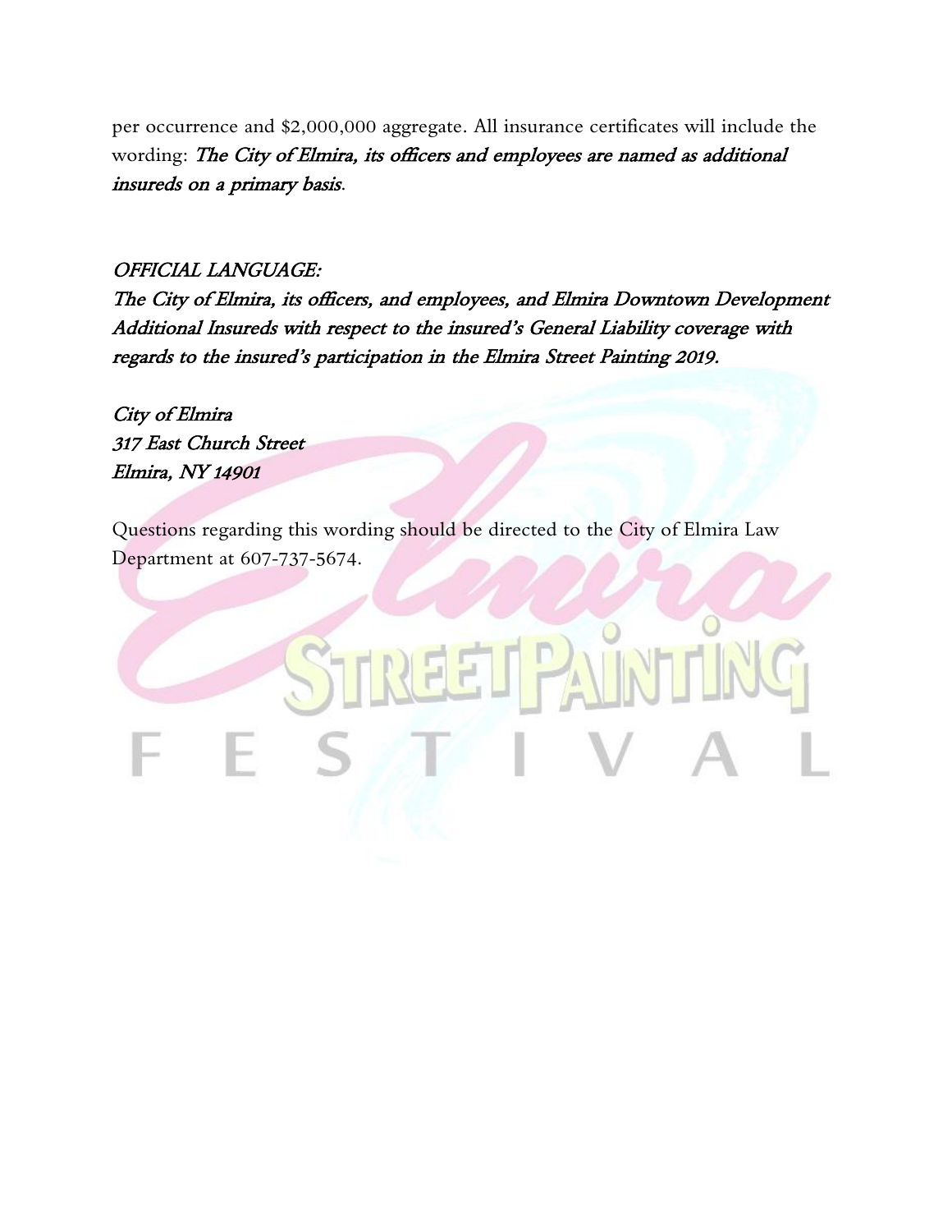per occurrence and $2,000,000 aggregate. All insurance certificates will include the wording: *The City of Elmira, its officers and employees are named as additional insureds on a primary basis*.

*OFFICIAL LANGUAGE:*

***The City of Elmira, its officers, and employees, and Elmira Downtown Development Additional Insureds with respect to the insured's General Liability coverage with regards to the insured's participation in the Elmira Street Painting 2019.***

*City of Elmira*
*317 East Church Street*
*Elmira, NY 14901*

Questions regarding this wording should be directed to the City of Elmira Law Department at 607-737-5674.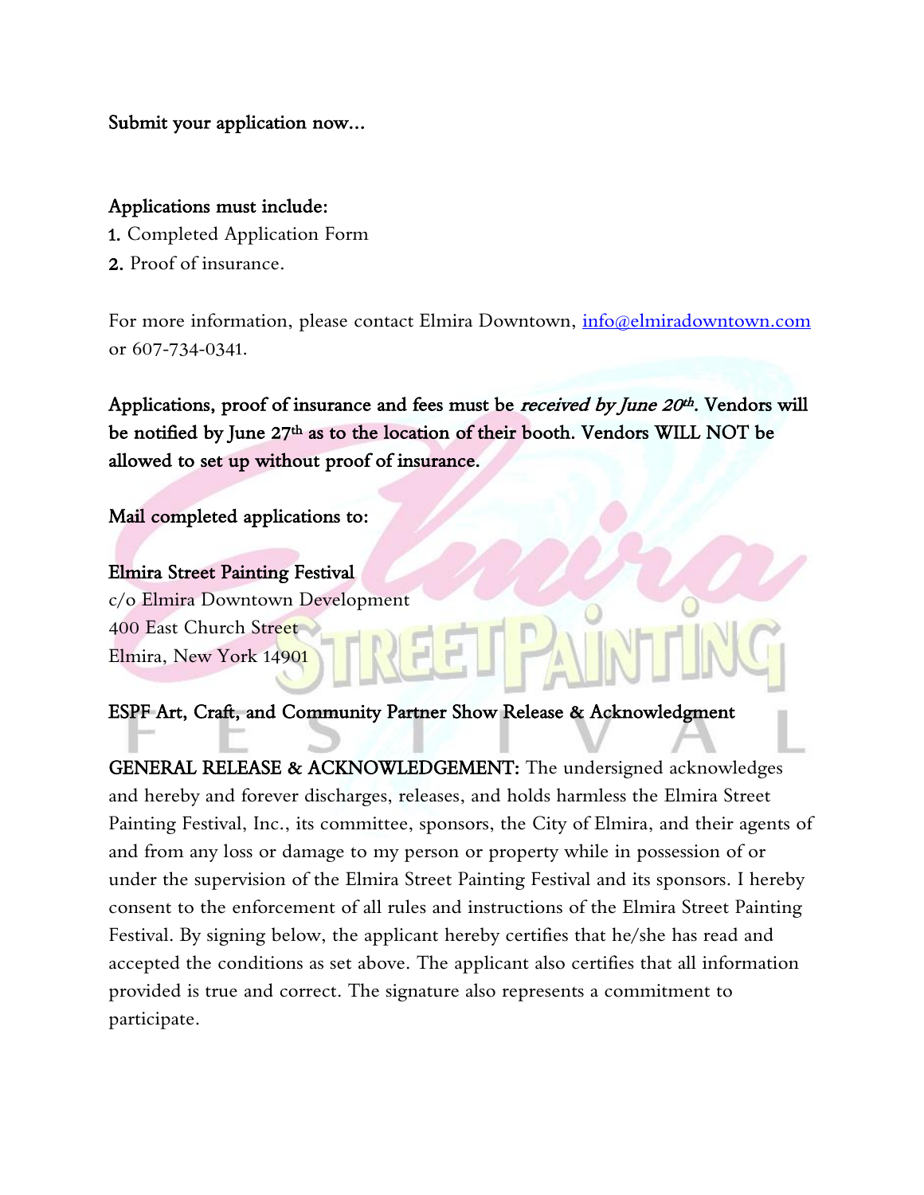Submit your application now…

**Applications must include:**

1. Completed Application Form
2. Proof of insurance.

For more information, please contact Elmira Downtown, info@elmiradowntown.com or 607-734-0341.

**Applications, proof of insurance and fees must be *received by June 20th*. Vendors will be notified by June 27th as to the location of their booth. Vendors WILL NOT be allowed to set up without proof of insurance.**

**Mail completed applications to:**

**Elmira Street Painting Festival**
c/o Elmira Downtown Development
400 East Church Street
Elmira, New York 14901

**ESPF Art, Craft, and Community Partner Show Release & Acknowledgment**

**GENERAL RELEASE & ACKNOWLEDGEMENT:** The undersigned acknowledges and hereby and forever discharges, releases, and holds harmless the Elmira Street Painting Festival, Inc., its committee, sponsors, the City of Elmira, and their agents of and from any loss or damage to my person or property while in possession of or under the supervision of the Elmira Street Painting Festival and its sponsors. I hereby consent to the enforcement of all rules and instructions of the Elmira Street Painting Festival. By signing below, the applicant hereby certifies that he/she has read and accepted the conditions as set above. The applicant also certifies that all information provided is true and correct. The signature also represents a commitment to participate.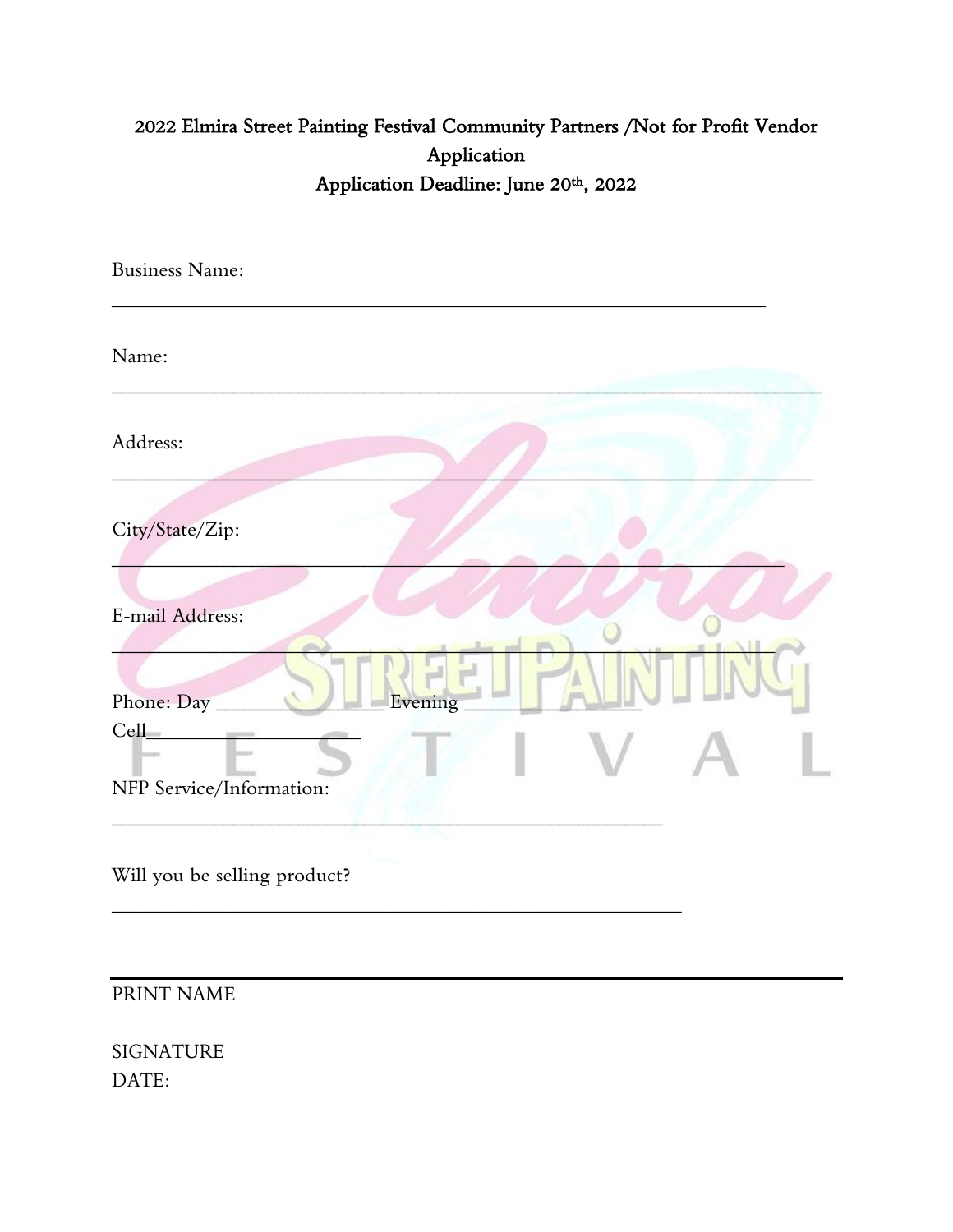## 2022 Elmira Street Painting Festival Community Partners /Not for Profit Vendor Application

## Application Deadline: June 20th, 2022

Business Name:

_______________________________________________________________

Name:

____________________________________________________________________

Address:

___________________________________________________________________

City/State/Zip:

_________________________________________________________________

E-mail Address:

_________________________________________________________________

Phone: Day _______________ Evening ________________

Cell___________________

NFP Service/Information:

_____________________________________________________

Will you be selling product?

_______________________________________________________

PRINT NAME

SIGNATURE

DATE: